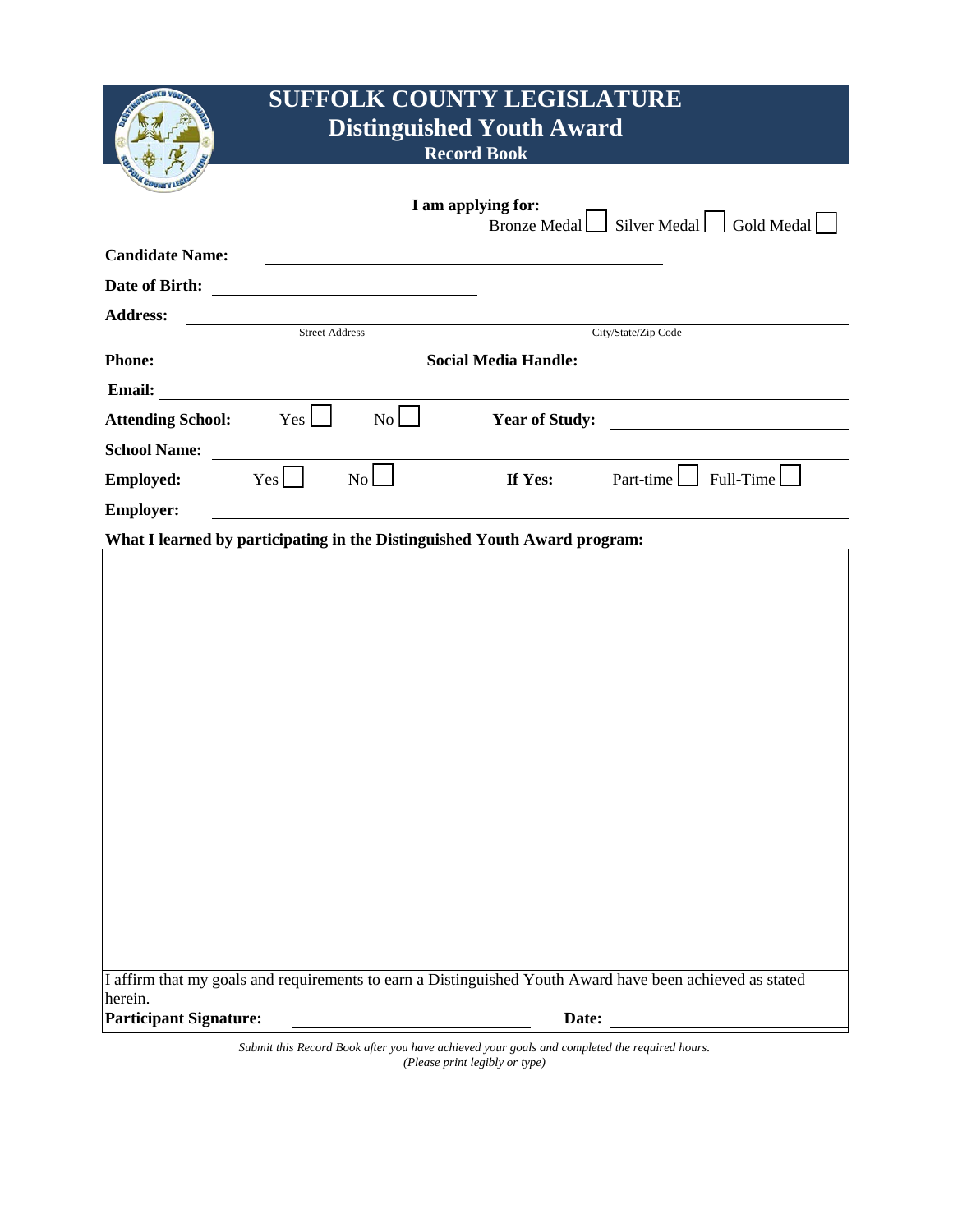# SUFFOLK COUNTY LEGISLATURE
## Distinguished Youth Award
### Record Book

**I am applying for:**
Bronze Medal ☐ Silver Medal ☐ Gold Medal ☐

**Candidate Name:** ______________________________

**Date of Birth:** ______________________

**Address:** ______________________ ______________________
Street Address City/State/Zip Code

**Phone:** ______________________ **Social Media Handle:** ______________________

**Email:** ______________________________

**Attending School:** Yes ☐ No ☐ **Year of Study:** ______________________

**School Name:** ______________________________

**Employed:** Yes ☐ No ☐ **If Yes:** Part-time ☐ Full-Time ☐

**Employer:** ______________________________

**What I learned by participating in the Distinguished Youth Award program:**

I affirm that my goals and requirements to earn a Distinguished Youth Award have been achieved as stated herein.

**Participant Signature:** ______________________ **Date:** ______________________

*Submit this Record Book after you have achieved your goals and completed the required hours.*
*(Please print legibly or type)*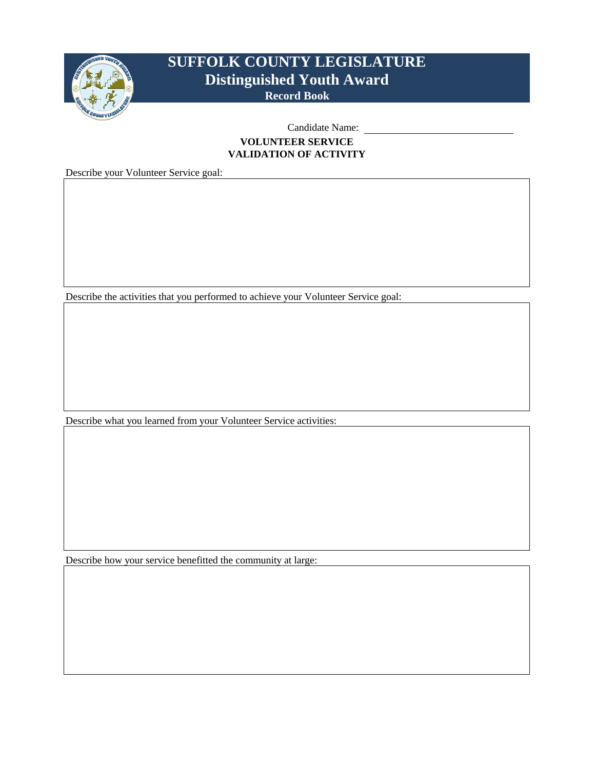# SUFFOLK COUNTY LEGISLATURE
## Distinguished Youth Award
### Record Book

Candidate Name: ______________________________

**VOLUNTEER SERVICE**
**VALIDATION OF ACTIVITY**

Describe your Volunteer Service goal:

Describe the activities that you performed to achieve your Volunteer Service goal:

Describe what you learned from your Volunteer Service activities:

Describe how your service benefitted the community at large: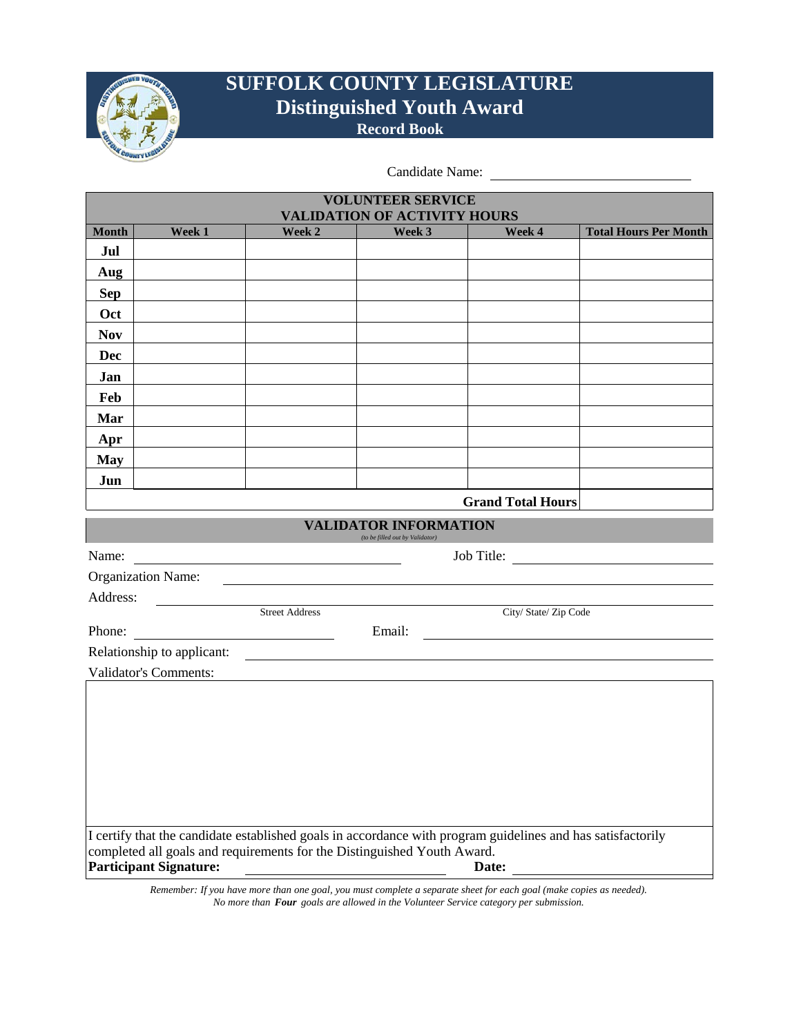# SUFFOLK COUNTY LEGISLATURE
## Distinguished Youth Award
### Record Book

Candidate Name: ______________________

**VOLUNTEER SERVICE**
**VALIDATION OF ACTIVITY HOURS**

| Month | Week 1 | Week 2 | Week 3 | Week 4 | Total Hours Per Month |
|---|---|---|---|---|---|
| Jul | | | | | |
| Aug | | | | | |
| Sep | | | | | |
| Oct | | | | | |
| Nov | | | | | |
| Dec | | | | | |
| Jan | | | | | |
| Feb | | | | | |
| Mar | | | | | |
| Apr | | | | | |
| May | | | | | |
| Jun | | | | | |
| | | | | **Grand Total Hours** | |

**VALIDATOR INFORMATION**
*(to be filled out by Validator)*

Name: ______________________ Job Title: ______________________

Organization Name: ______________________

Address: ______________________ ______________________
Street Address City/ State/ Zip Code

Phone: ______________________ Email: ______________________

Relationship to applicant: ______________________

Validator's Comments:

I certify that the candidate established goals in accordance with program guidelines and has satisfactorily completed all goals and requirements for the Distinguished Youth Award.

**Participant Signature:** ______________________ **Date:** ______________________

*Remember: If you have more than one goal, you must complete a separate sheet for each goal (make copies as needed).*
*No more than **Four** goals are allowed in the Volunteer Service category per submission.*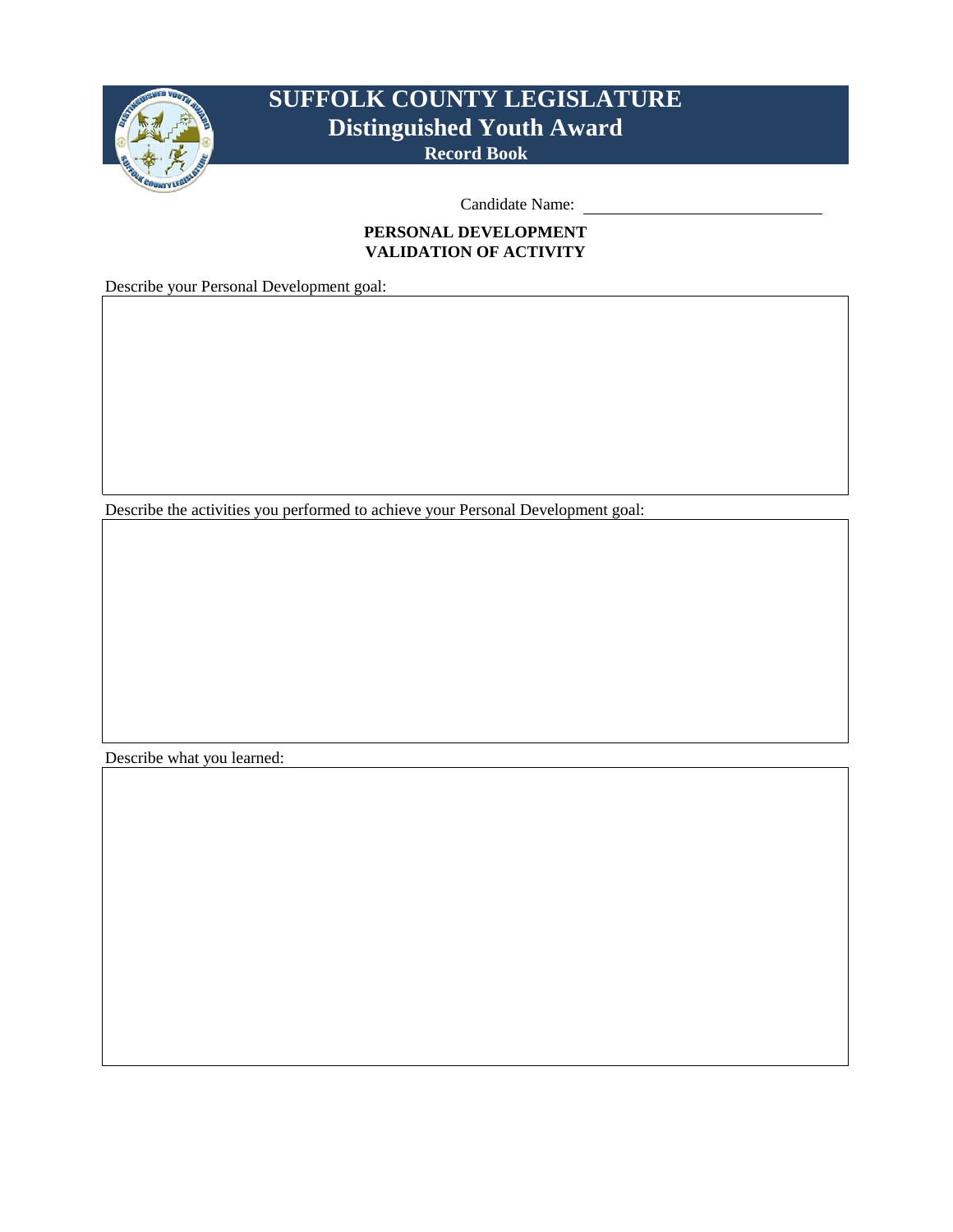# SUFFOLK COUNTY LEGISLATURE
## Distinguished Youth Award
### Record Book

Candidate Name: ______________________________

**PERSONAL DEVELOPMENT**
**VALIDATION OF ACTIVITY**

Describe your Personal Development goal:

Describe the activities you performed to achieve your Personal Development goal:

Describe what you learned: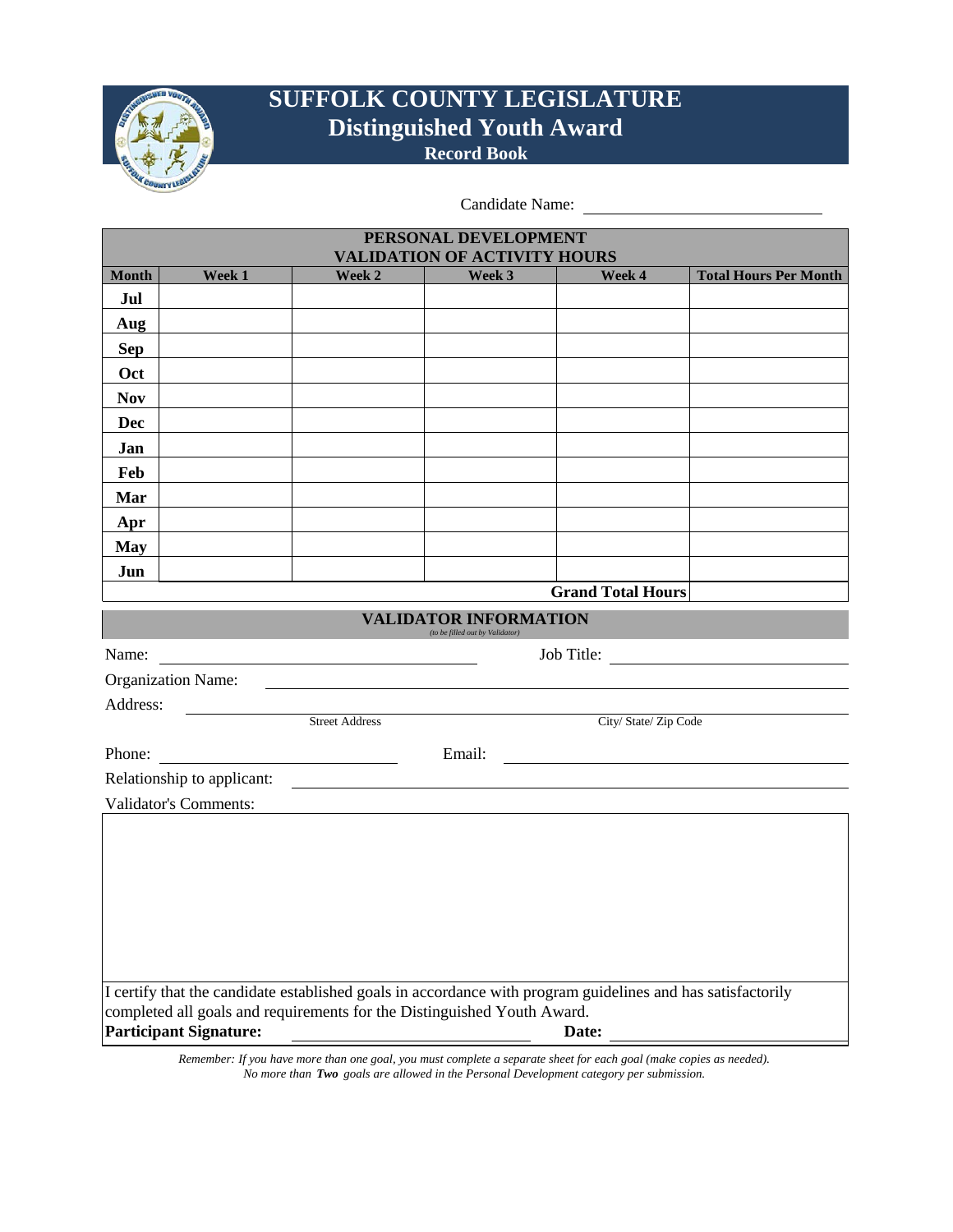# SUFFOLK COUNTY LEGISLATURE
## Distinguished Youth Award
### Record Book

Candidate Name: ______________________

| PERSONAL DEVELOPMENT VALIDATION OF ACTIVITY HOURS | | | | | |
|---|---|---|---|---|---|
| **Month** | **Week 1** | **Week 2** | **Week 3** | **Week 4** | **Total Hours Per Month** |
| **Jul** | | | | | |
| **Aug** | | | | | |
| **Sep** | | | | | |
| **Oct** | | | | | |
| **Nov** | | | | | |
| **Dec** | | | | | |
| **Jan** | | | | | |
| **Feb** | | | | | |
| **Mar** | | | | | |
| **Apr** | | | | | |
| **May** | | | | | |
| **Jun** | | | | | |
| | | | | **Grand Total Hours** | |

## VALIDATOR INFORMATION

*(to be filled out by Validator)*

Name: ______________________ Job Title: ______________________

Organization Name: ______________________

Address: ______________________ ______________________
Street Address City/ State/ Zip Code

Phone: ______________________ Email: ______________________

Relationship to applicant: ______________________

Validator's Comments:

I certify that the candidate established goals in accordance with program guidelines and has satisfactorily completed all goals and requirements for the Distinguished Youth Award.

**Participant Signature:** ______________________ **Date:** ______________________

*Remember: If you have more than one goal, you must complete a separate sheet for each goal (make copies as needed). No more than **Two** goals are allowed in the Personal Development category per submission.*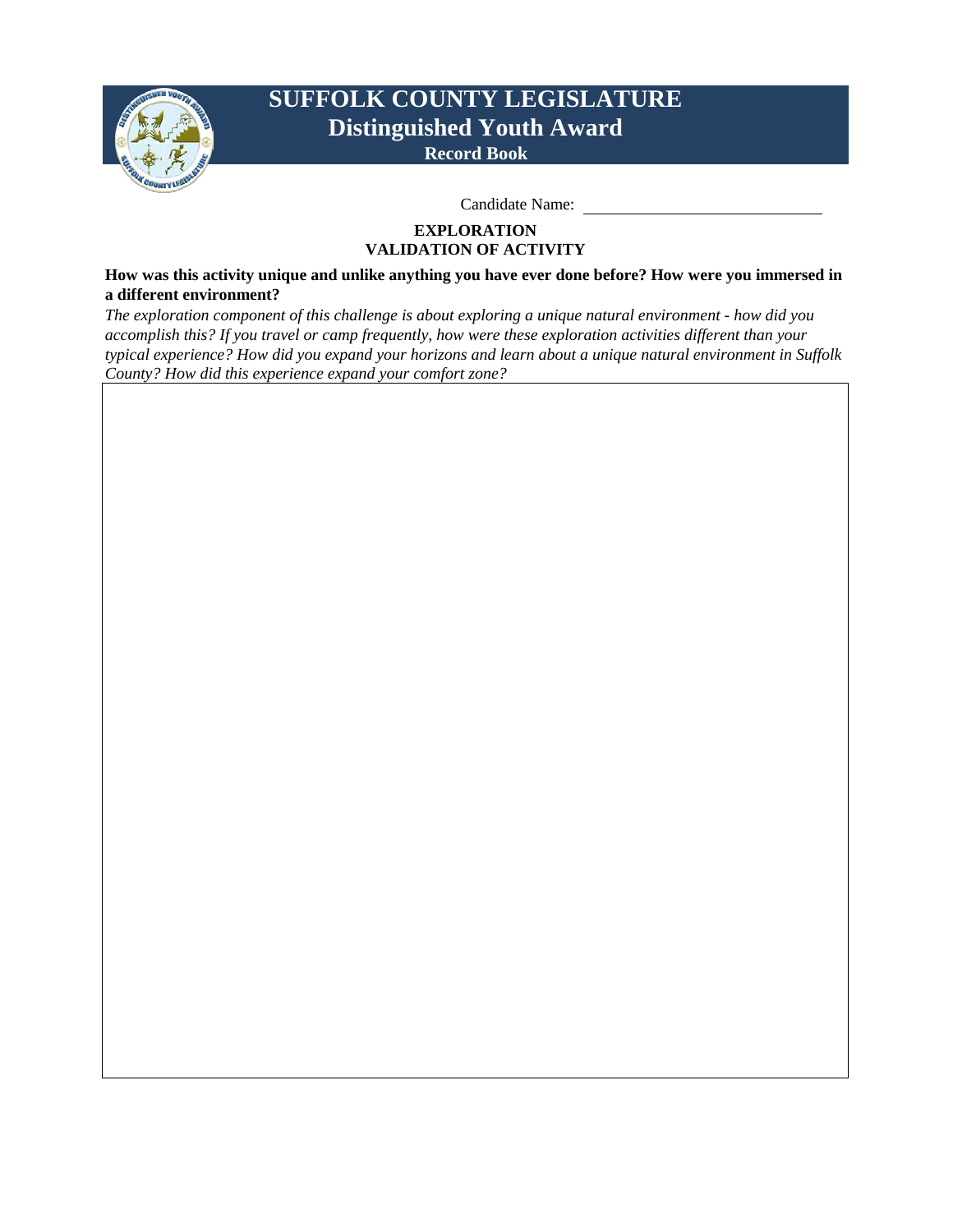# SUFFOLK COUNTY LEGISLATURE
## Distinguished Youth Award
### Record Book

Candidate Name: \_\_\_\_\_\_\_\_\_\_\_\_\_\_\_\_\_\_\_\_\_\_\_\_\_\_\_\_

**EXPLORATION**
**VALIDATION OF ACTIVITY**

**How was this activity unique and unlike anything you have ever done before? How were you immersed in a different environment?**

*The exploration component of this challenge is about exploring a unique natural environment - how did you accomplish this? If you travel or camp frequently, how were these exploration activities different than your typical experience? How did you expand your horizons and learn about a unique natural environment in Suffolk County? How did this experience expand your comfort zone?*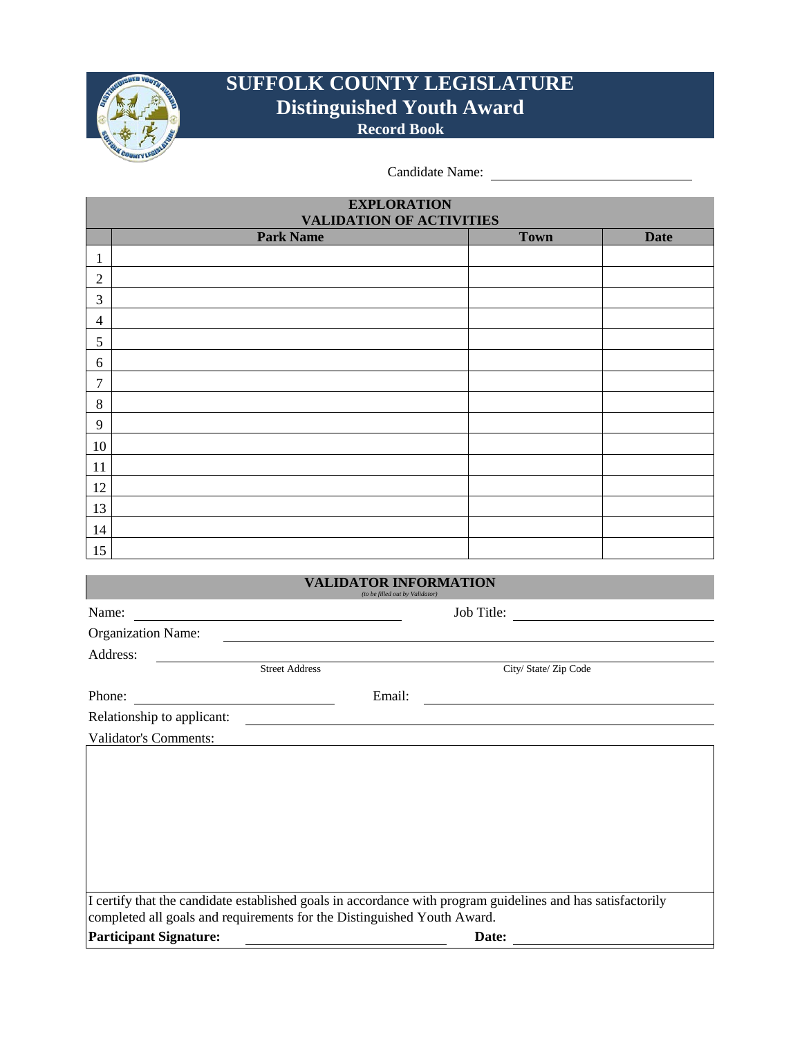# SUFFOLK COUNTY LEGISLATURE
## Distinguished Youth Award
### Record Book

Candidate Name: ______________________________

| EXPLORATION VALIDATION OF ACTIVITIES | | | |
|---|---|---|---|
| | **Park Name** | **Town** | **Date** |
| 1 | | | |
| 2 | | | |
| 3 | | | |
| 4 | | | |
| 5 | | | |
| 6 | | | |
| 7 | | | |
| 8 | | | |
| 9 | | | |
| 10 | | | |
| 11 | | | |
| 12 | | | |
| 13 | | | |
| 14 | | | |
| 15 | | | |

**VALIDATOR INFORMATION**
*(to be filled out by Validator)*

Name: ______________________________ Job Title: ______________________________

Organization Name: ______________________________

Address: ______________________________ ______________________________
Street Address City/ State/ Zip Code

Phone: ______________________________ Email: ______________________________

Relationship to applicant: ______________________________

Validator's Comments:

I certify that the candidate established goals in accordance with program guidelines and has satisfactorily completed all goals and requirements for the Distinguished Youth Award.

**Participant Signature:** ______________________________ **Date:** ______________________________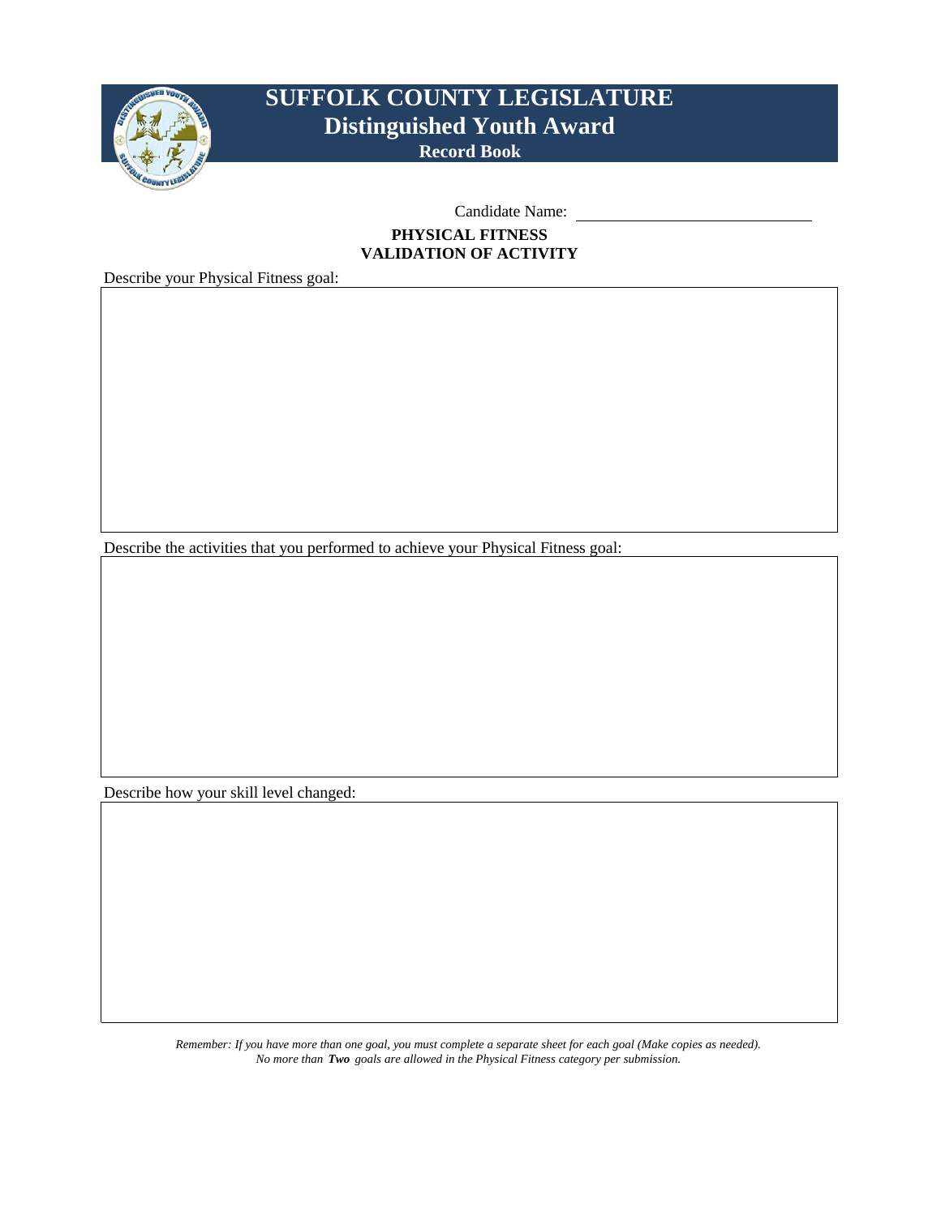# SUFFOLK COUNTY LEGISLATURE
## Distinguished Youth Award
### Record Book

Candidate Name: ______________________________

**PHYSICAL FITNESS**
**VALIDATION OF ACTIVITY**

Describe your Physical Fitness goal:

Describe the activities that you performed to achieve your Physical Fitness goal:

Describe how your skill level changed:

*Remember: If you have more than one goal, you must complete a separate sheet for each goal (Make copies as needed).*
*No more than **Two** goals are allowed in the Physical Fitness category per submission.*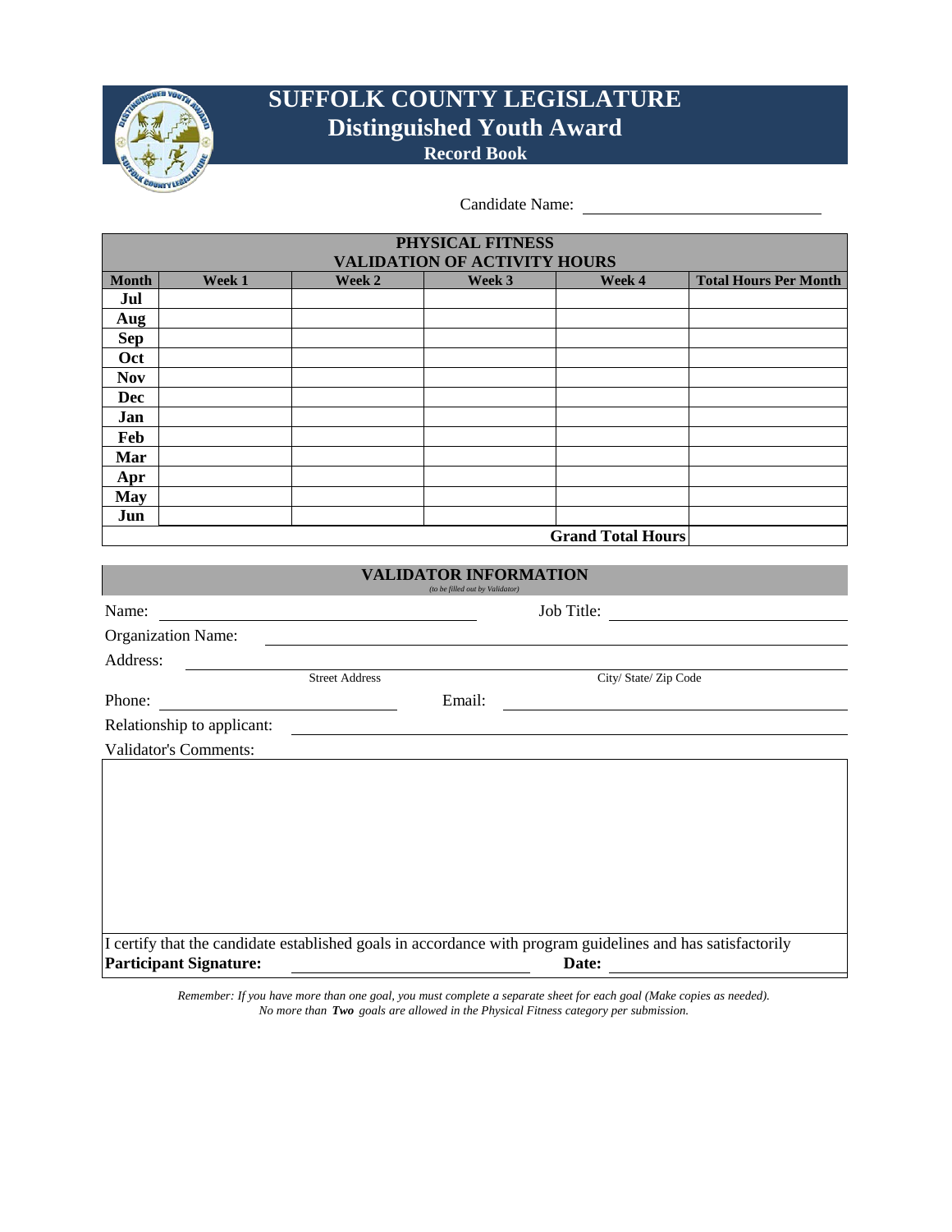# SUFFOLK COUNTY LEGISLATURE
## Distinguished Youth Award
### Record Book

Candidate Name: ______________________

| PHYSICAL FITNESS VALIDATION OF ACTIVITY HOURS | | | | | |
|---|---|---|---|---|---|
| **Month** | **Week 1** | **Week 2** | **Week 3** | **Week 4** | **Total Hours Per Month** |
| **Jul** | | | | | |
| **Aug** | | | | | |
| **Sep** | | | | | |
| **Oct** | | | | | |
| **Nov** | | | | | |
| **Dec** | | | | | |
| **Jan** | | | | | |
| **Feb** | | | | | |
| **Mar** | | | | | |
| **Apr** | | | | | |
| **May** | | | | | |
| **Jun** | | | | | |
| | | | | **Grand Total Hours** | |

**VALIDATOR INFORMATION**
*(to be filled out by Validator)*

Name: ______________________ Job Title: ______________________

Organization Name: ______________________

Address: ______________________ ______________________
Street Address City/ State/ Zip Code

Phone: ______________________ Email: ______________________

Relationship to applicant: ______________________

Validator's Comments:

I certify that the candidate established goals in accordance with program guidelines and has satisfactorily

**Participant Signature:** ______________________ **Date:** ______________________

*Remember: If you have more than one goal, you must complete a separate sheet for each goal (Make copies as needed).*
*No more than **Two** goals are allowed in the Physical Fitness category per submission.*